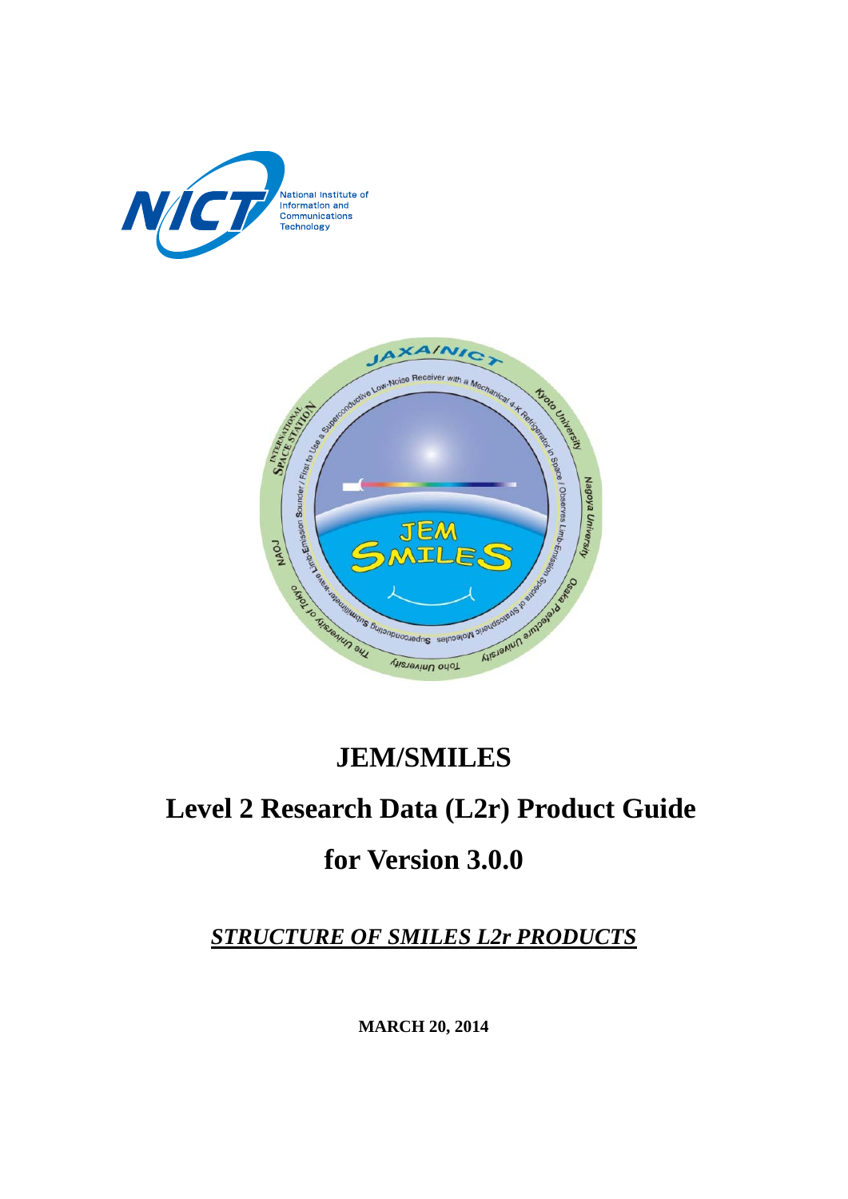# JEM/SMILES

# Level 2 Research Data (L2r) Product Guide

# for Version 3.0.0

***STRUCTURE OF SMILES L2r PRODUCTS***

**MARCH 20, 2014**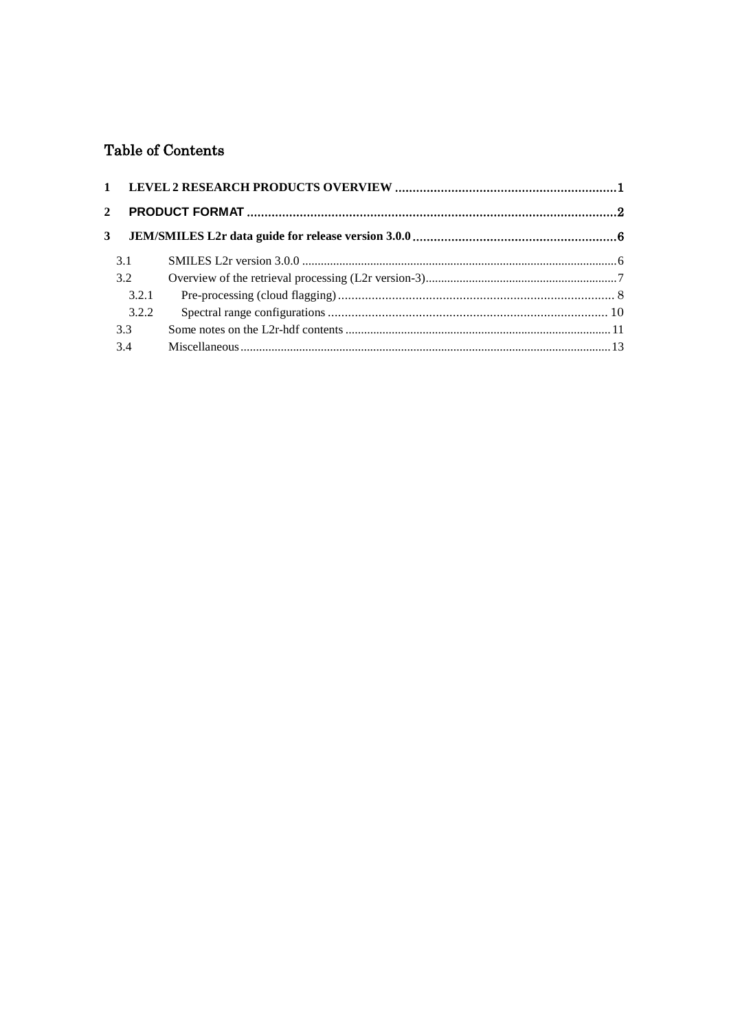# Table of Contents

**1 LEVEL 2 RESEARCH PRODUCTS OVERVIEW ............................................................... 1**

**2 PRODUCT FORMAT ......................................................................................................... 2**

**3 JEM/SMILES L2r data guide for release version 3.0.0 ........................................................... 6**

- 3.1 SMILES L2r version 3.0.0 ...................................................................................................... 6
- 3.2 Overview of the retrieval processing (L2r version-3) .............................................................. 7
  - 3.2.1 Pre-processing (cloud flagging) .................................................................................. 8
  - 3.2.2 Spectral range configurations .................................................................................. 10
- 3.3 Some notes on the L2r-hdf contents ..................................................................................... 11
- 3.4 Miscellaneous ...................................................................................................................... 13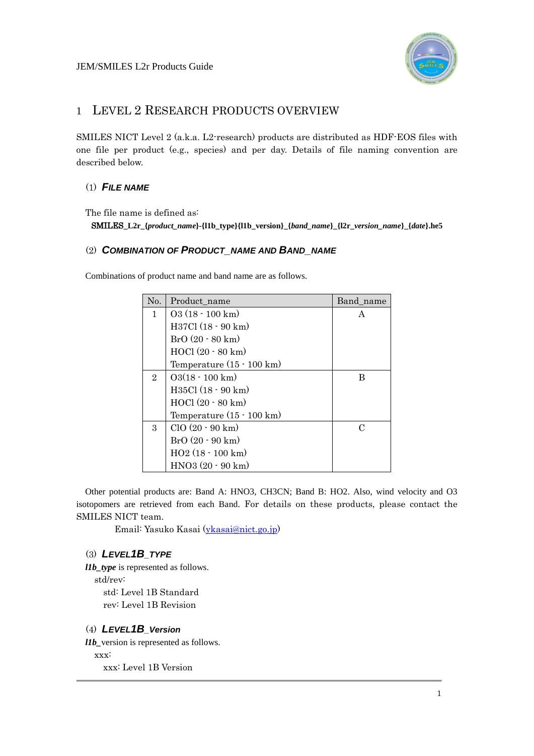# 1 LEVEL 2 RESEARCH PRODUCTS OVERVIEW

SMILES NICT Level 2 (a.k.a. L2-research) products are distributed as HDF-EOS files with one file per product (e.g., species) and per day. Details of file naming convention are described below.

## (1) *FILE NAME*

The file name is defined as:

**SMILES_L2r_{*product_name*}-{l1b_type}{l1b_version}_{*band_name*}_{l2r_*version_name*}_{*date*}.he5**

## (2) *COMBINATION OF PRODUCT_NAME AND BAND_NAME*

Combinations of product name and band name are as follows.

| No. | Product_name | Band_name |
|---|---|---|
| 1 | O3 (18 - 100 km)<br>H37Cl (18 - 90 km)<br>BrO (20 - 80 km)<br>HOCl (20 - 80 km)<br>Temperature (15 - 100 km) | A |
| 2 | O3(18 - 100 km)<br>H35Cl (18 - 90 km)<br>HOCl (20 - 80 km)<br>Temperature (15 - 100 km) | B |
| 3 | ClO (20 - 90 km)<br>BrO (20 - 90 km)<br>HO2 (18 - 100 km)<br>HNO3 (20 - 90 km) | C |

Other potential products are: Band A: HNO3, CH3CN; Band B: HO2. Also, wind velocity and O3 isotopomers are retrieved from each Band. For details on these products, please contact the SMILES NICT team.

Email: Yasuko Kasai (ykasai@nict.go.jp)

## (3) *LEVEL1B_TYPE*

***l1b_type*** is represented as follows.

std/rev:

- std: Level 1B Standard
- rev: Level 1B Revision

## (4) *LEVEL1B_Version*

***l1b_***version is represented as follows.

xxx:

- xxx: Level 1B Version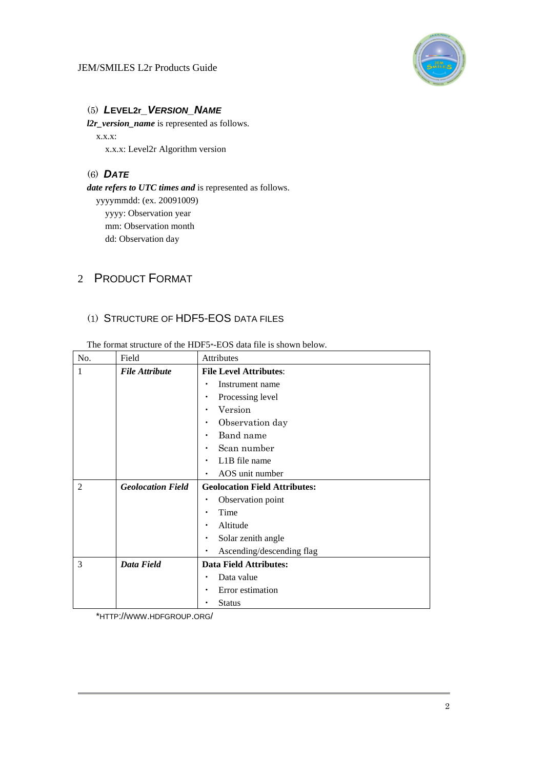### (5) ***LEVEL2r_VERSION_NAME***

***l2r_version_name*** is represented as follows.

x.x.x:

x.x.x: Level2r Algorithm version

### (6) ***DATE***

***date refers to UTC times and*** is represented as follows.

yyyymmdd: (ex. 20091009)

yyyy: Observation year

mm: Observation month

dd: Observation day

## 2 PRODUCT FORMAT

### (1) STRUCTURE OF HDF5-EOS DATA FILES

The format structure of the HDF5*-EOS data file is shown below.

| No. | Field | Attributes |
|---|---|---|
| 1 | ***File Attribute*** | **File Level Attributes**:<br>・ Instrument name<br>・ Processing level<br>・ Version<br>・ Observation day<br>・ Band name<br>・ Scan number<br>・ L1B file name<br>・ AOS unit number |
| 2 | ***Geolocation Field*** | **Geolocation Field Attributes:**<br>・ Observation point<br>・ Time<br>・ Altitude<br>・ Solar zenith angle<br>・ Ascending/descending flag |
| 3 | ***Data Field*** | **Data Field Attributes:**<br>・ Data value<br>・ Error estimation<br>・ Status |

*HTTP://WWW.HDFGROUP.ORG/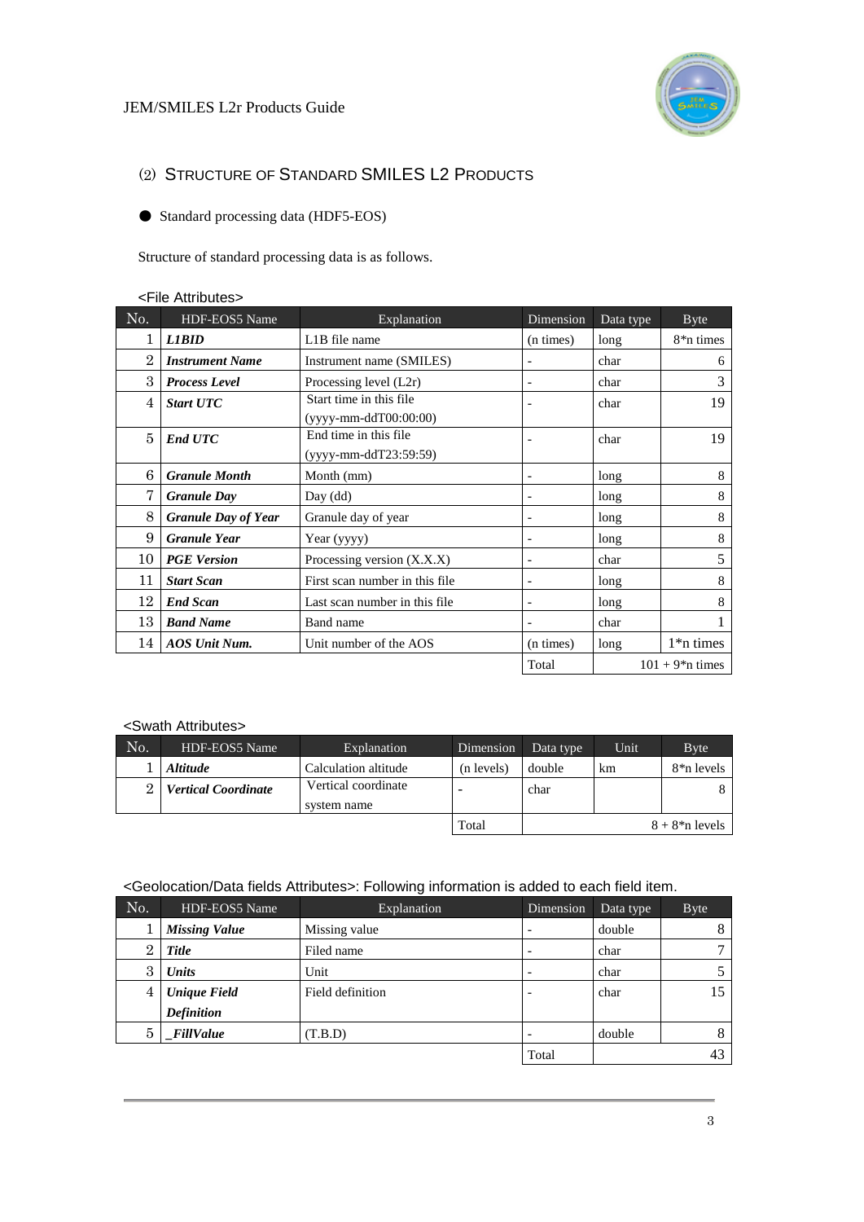## (2) Structure of Standard SMILES L2 Products

● Standard processing data (HDF5-EOS)

Structure of standard processing data is as follows.

<File Attributes>

| No. | HDF-EOS5 Name | Explanation | Dimension | Data type | Byte |
|---|---|---|---|---|---|
| 1 | ***L1BID*** | L1B file name | (n times) | long | 8*n times |
| 2 | ***Instrument Name*** | Instrument name (SMILES) | - | char | 6 |
| 3 | ***Process Level*** | Processing level (L2r) | - | char | 3 |
| 4 | ***Start UTC*** | Start time in this file (yyyy-mm-ddT00:00:00) | - | char | 19 |
| 5 | ***End UTC*** | End time in this file (yyyy-mm-ddT23:59:59) | - | char | 19 |
| 6 | ***Granule Month*** | Month (mm) | - | long | 8 |
| 7 | ***Granule Day*** | Day (dd) | - | long | 8 |
| 8 | ***Granule Day of Year*** | Granule day of year | - | long | 8 |
| 9 | ***Granule Year*** | Year (yyyy) | - | long | 8 |
| 10 | ***PGE Version*** | Processing version (X.X.X) | - | char | 5 |
| 11 | ***Start Scan*** | First scan number in this file | - | long | 8 |
| 12 | ***End Scan*** | Last scan number in this file | - | long | 8 |
| 13 | ***Band Name*** | Band name | - | char | 1 |
| 14 | ***AOS Unit Num.*** | Unit number of the AOS | (n times) | long | 1*n times |
| | | | Total | | 101 + 9*n times |

<Swath Attributes>

| No. | HDF-EOS5 Name | Explanation | Dimension | Data type | Unit | Byte |
|---|---|---|---|---|---|---|
| 1 | ***Altitude*** | Calculation altitude | (n levels) | double | km | 8*n levels |
| 2 | ***Vertical Coordinate*** | Vertical coordinate system name | - | char | | 8 |
| | | | Total | | | 8 + 8*n levels |

<Geolocation/Data fields Attributes>: Following information is added to each field item.

| No. | HDF-EOS5 Name | Explanation | Dimension | Data type | Byte |
|---|---|---|---|---|---|
| 1 | ***Missing Value*** | Missing value | - | double | 8 |
| 2 | ***Title*** | Filed name | - | char | 7 |
| 3 | ***Units*** | Unit | - | char | 5 |
| 4 | ***Unique Field Definition*** | Field definition | - | char | 15 |
| 5 | ***_FillValue*** | (T.B.D) | - | double | 8 |
| | | | Total | | 43 |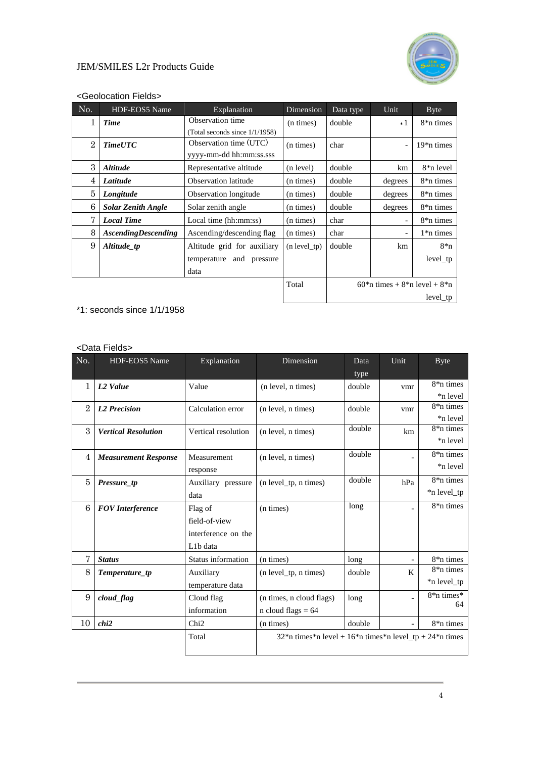<Geolocation Fields>

| No. | HDF-EOS5 Name | Explanation | Dimension | Data type | Unit | Byte |
|---|---|---|---|---|---|---|
| 1 | ***Time*** | Observation time (Total seconds since 1/1/1958) | (n times) | double | *1 | 8*n times |
| 2 | ***TimeUTC*** | Observation time (UTC) yyyy-mm-dd hh:mm:ss.sss | (n times) | char | - | 19*n times |
| 3 | ***Altitude*** | Representative altitude | (n level) | double | km | 8*n level |
| 4 | ***Latitude*** | Observation latitude | (n times) | double | degrees | 8*n times |
| 5 | ***Longitude*** | Observation longitude | (n times) | double | degrees | 8*n times |
| 6 | ***Solar Zenith Angle*** | Solar zenith angle | (n times) | double | degrees | 8*n times |
| 7 | ***Local Time*** | Local time (hh:mm:ss) | (n times) | char | - | 8*n times |
| 8 | ***AscendingDescending*** | Ascending/descending flag | (n times) | char | - | 1*n times |
| 9 | ***Altitude_tp*** | Altitude grid for auxiliary temperature and pressure data | (n level_tp) | double | km | 8*n level_tp |
| | | | Total | 60*n times + 8*n level + 8*n level_tp | | |

*1: seconds since 1/1/1958

<Data Fields>

| No. | HDF-EOS5 Name | Explanation | Dimension | Data type | Unit | Byte |
|---|---|---|---|---|---|---|
| 1 | ***L2 Value*** | Value | (n level, n times) | double | vmr | 8*n times *n level |
| 2 | ***L2 Precision*** | Calculation error | (n level, n times) | double | vmr | 8*n times *n level |
| 3 | ***Vertical Resolution*** | Vertical resolution | (n level, n times) | double | km | 8*n times *n level |
| 4 | ***Measurement Response*** | Measurement response | (n level, n times) | double | - | 8*n times *n level |
| 5 | ***Pressure_tp*** | Auxiliary pressure data | (n level_tp, n times) | double | hPa | 8*n times *n level_tp |
| 6 | ***FOV Interference*** | Flag of field-of-view interference on the L1b data | (n times) | long | - | 8*n times |
| 7 | ***Status*** | Status information | (n times) | long | - | 8*n times |
| 8 | ***Temperature_tp*** | Auxiliary temperature data | (n level_tp, n times) | double | K | 8*n times *n level_tp |
| 9 | ***cloud_flag*** | Cloud flag information | (n times, n cloud flags) n cloud flags = 64 | long | - | 8*n times* 64 |
| 10 | ***chi2*** | Chi2 | (n times) | double | - | 8*n times |
| | | Total | 32*n times*n level + 16*n times*n level_tp + 24*n times | | | |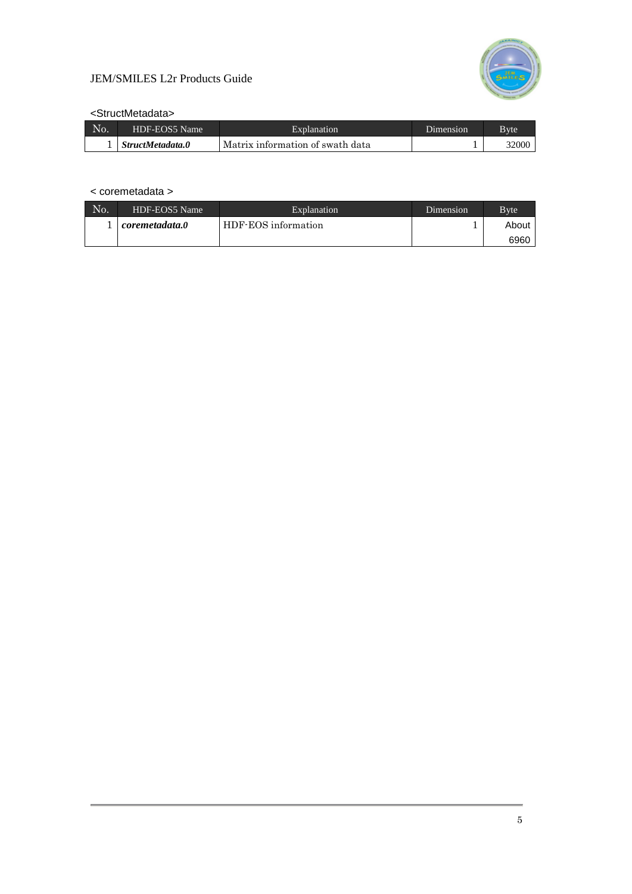<StructMetadata>

| No. | HDF-EOS5 Name | Explanation | Dimension | Byte |
|---|---|---|---|---|
| 1 | ***StructMetadata.0*** | Matrix information of swath data | 1 | 32000 |

< coremetadata >

| No. | HDF-EOS5 Name | Explanation | Dimension | Byte |
|---|---|---|---|---|
| 1 | ***coremetadata.0*** | HDF-EOS information | 1 | About 6960 |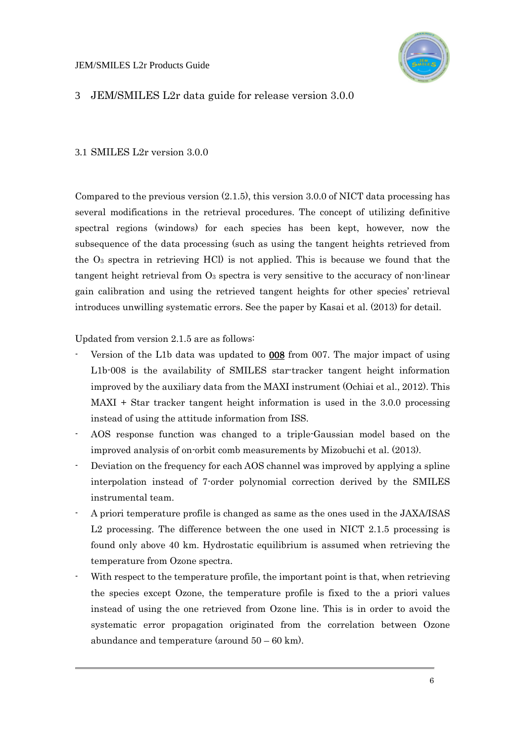# 3 JEM/SMILES L2r data guide for release version 3.0.0

## 3.1 SMILES L2r version 3.0.0

Compared to the previous version (2.1.5), this version 3.0.0 of NICT data processing has several modifications in the retrieval procedures. The concept of utilizing definitive spectral regions (windows) for each species has been kept, however, now the subsequence of the data processing (such as using the tangent heights retrieved from the $O_3$ spectra in retrieving HCl) is not applied. This is because we found that the tangent height retrieval from $O_3$ spectra is very sensitive to the accuracy of non-linear gain calibration and using the retrieved tangent heights for other species' retrieval introduces unwilling systematic errors. See the paper by Kasai et al. (2013) for detail.

Updated from version 2.1.5 are as follows:

- Version of the L1b data was updated to **008** from 007. The major impact of using L1b-008 is the availability of SMILES star-tracker tangent height information improved by the auxiliary data from the MAXI instrument (Ochiai et al., 2012). This MAXI + Star tracker tangent height information is used in the 3.0.0 processing instead of using the attitude information from ISS.
- AOS response function was changed to a triple-Gaussian model based on the improved analysis of on-orbit comb measurements by Mizobuchi et al. (2013).
- Deviation on the frequency for each AOS channel was improved by applying a spline interpolation instead of 7-order polynomial correction derived by the SMILES instrumental team.
- A priori temperature profile is changed as same as the ones used in the JAXA/ISAS L2 processing. The difference between the one used in NICT 2.1.5 processing is found only above 40 km. Hydrostatic equilibrium is assumed when retrieving the temperature from Ozone spectra.
- With respect to the temperature profile, the important point is that, when retrieving the species except Ozone, the temperature profile is fixed to the a priori values instead of using the one retrieved from Ozone line. This is in order to avoid the systematic error propagation originated from the correlation between Ozone abundance and temperature (around 50 – 60 km).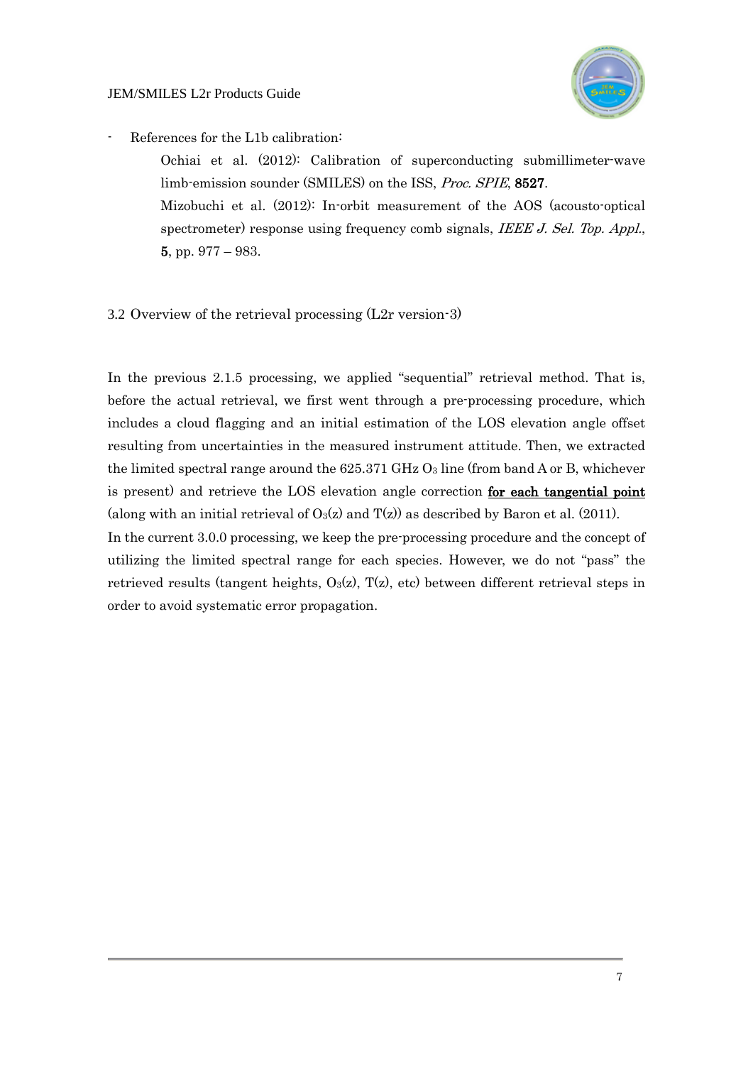- References for the L1b calibration:

    Ochiai et al. (2012): Calibration of superconducting submillimeter-wave limb-emission sounder (SMILES) on the ISS, *Proc. SPIE*, **8527**.

    Mizobuchi et al. (2012): In-orbit measurement of the AOS (acousto-optical spectrometer) response using frequency comb signals, *IEEE J. Sel. Top. Appl.*, **5**, pp. 977 – 983.

## 3.2 Overview of the retrieval processing (L2r version-3)

In the previous 2.1.5 processing, we applied "sequential" retrieval method. That is, before the actual retrieval, we first went through a pre-processing procedure, which includes a cloud flagging and an initial estimation of the LOS elevation angle offset resulting from uncertainties in the measured instrument attitude. Then, we extracted the limited spectral range around the 625.371 GHz $O_3$ line (from band A or B, whichever is present) and retrieve the LOS elevation angle correction **for each tangential point** (along with an initial retrieval of $O_3(z)$ and $T(z)$) as described by Baron et al. (2011).

In the current 3.0.0 processing, we keep the pre-processing procedure and the concept of utilizing the limited spectral range for each species. However, we do not "pass" the retrieved results (tangent heights, $O_3(z)$, $T(z)$, etc) between different retrieval steps in order to avoid systematic error propagation.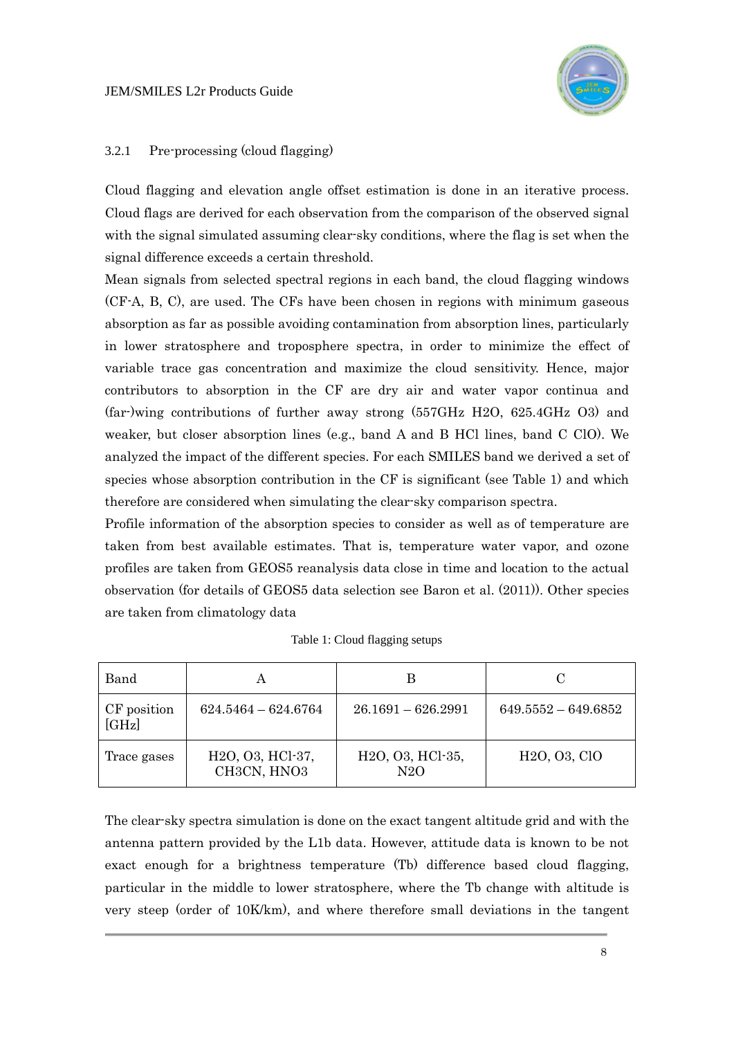### 3.2.1 Pre-processing (cloud flagging)

Cloud flagging and elevation angle offset estimation is done in an iterative process. Cloud flags are derived for each observation from the comparison of the observed signal with the signal simulated assuming clear-sky conditions, where the flag is set when the signal difference exceeds a certain threshold.

Mean signals from selected spectral regions in each band, the cloud flagging windows (CF-A, B, C), are used. The CFs have been chosen in regions with minimum gaseous absorption as far as possible avoiding contamination from absorption lines, particularly in lower stratosphere and troposphere spectra, in order to minimize the effect of variable trace gas concentration and maximize the cloud sensitivity. Hence, major contributors to absorption in the CF are dry air and water vapor continua and (far-)wing contributions of further away strong (557GHz $H_2O$, 625.4GHz $O_3$) and weaker, but closer absorption lines (e.g., band A and B HCl lines, band C ClO). We analyzed the impact of the different species. For each SMILES band we derived a set of species whose absorption contribution in the CF is significant (see Table 1) and which therefore are considered when simulating the clear-sky comparison spectra.

Profile information of the absorption species to consider as well as of temperature are taken from best available estimates. That is, temperature water vapor, and ozone profiles are taken from GEOS5 reanalysis data close in time and location to the actual observation (for details of GEOS5 data selection see Baron et al. (2011)). Other species are taken from climatology data

Table 1: Cloud flagging setups

| Band | A | B | C |
|---|---|---|---|
| CF position [GHz] | 624.5464 – 624.6764 | 26.1691 – 626.2991 | 649.5552 – 649.6852 |
| Trace gases | $H_2O$, $O_3$, HCl-37, $CH_3CN$, $HNO_3$ | $H_2O$, $O_3$, HCl-35, $N_2O$ | $H_2O$, $O_3$, ClO |

The clear-sky spectra simulation is done on the exact tangent altitude grid and with the antenna pattern provided by the L1b data. However, attitude data is known to be not exact enough for a brightness temperature (Tb) difference based cloud flagging, particular in the middle to lower stratosphere, where the Tb change with altitude is very steep (order of 10K/km), and where therefore small deviations in the tangent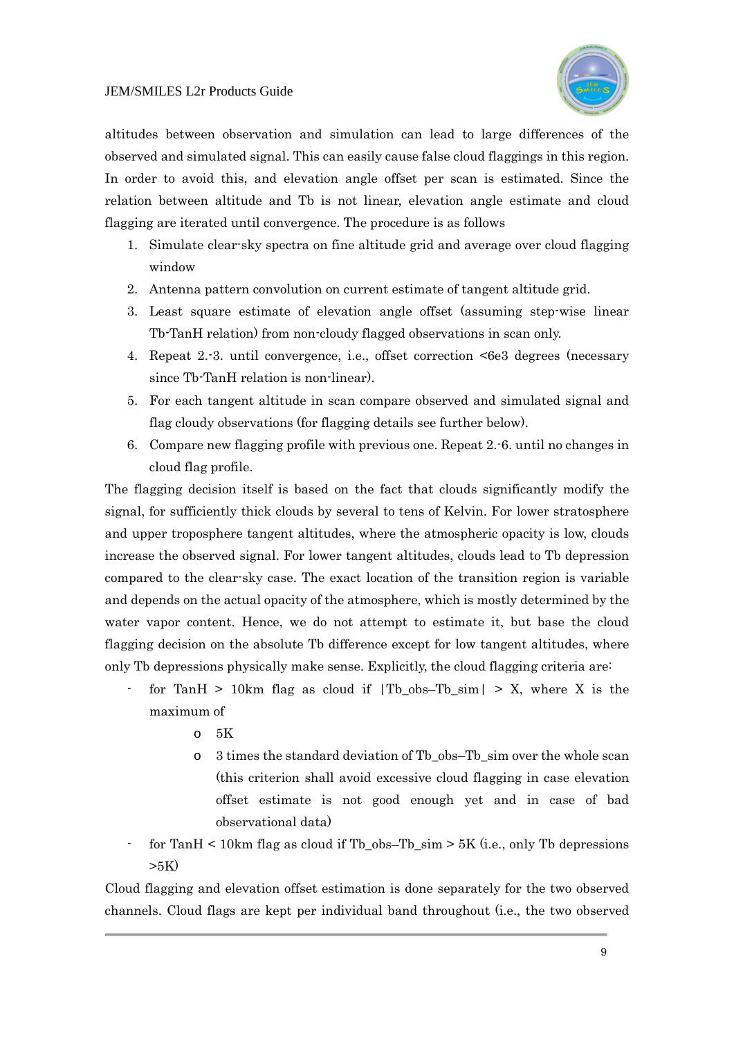altitudes between observation and simulation can lead to large differences of the observed and simulated signal. This can easily cause false cloud flaggings in this region. In order to avoid this, and elevation angle offset per scan is estimated. Since the relation between altitude and Tb is not linear, elevation angle estimate and cloud flagging are iterated until convergence. The procedure is as follows

1. Simulate clear-sky spectra on fine altitude grid and average over cloud flagging window
2. Antenna pattern convolution on current estimate of tangent altitude grid.
3. Least square estimate of elevation angle offset (assuming step-wise linear Tb-TanH relation) from non-cloudy flagged observations in scan only.
4. Repeat 2.-3. until convergence, i.e., offset correction <6e3 degrees (necessary since Tb-TanH relation is non-linear).
5. For each tangent altitude in scan compare observed and simulated signal and flag cloudy observations (for flagging details see further below).
6. Compare new flagging profile with previous one. Repeat 2.-6. until no changes in cloud flag profile.

The flagging decision itself is based on the fact that clouds significantly modify the signal, for sufficiently thick clouds by several to tens of Kelvin. For lower stratosphere and upper troposphere tangent altitudes, where the atmospheric opacity is low, clouds increase the observed signal. For lower tangent altitudes, clouds lead to Tb depression compared to the clear-sky case. The exact location of the transition region is variable and depends on the actual opacity of the atmosphere, which is mostly determined by the water vapor content. Hence, we do not attempt to estimate it, but base the cloud flagging decision on the absolute Tb difference except for low tangent altitudes, where only Tb depressions physically make sense. Explicitly, the cloud flagging criteria are:

- for TanH > 10km flag as cloud if |Tb_obs–Tb_sim| > X, where X is the maximum of
    - 5K
    - 3 times the standard deviation of Tb_obs–Tb_sim over the whole scan (this criterion shall avoid excessive cloud flagging in case elevation offset estimate is not good enough yet and in case of bad observational data)
- for TanH < 10km flag as cloud if Tb_obs–Tb_sim > 5K (i.e., only Tb depressions >5K)

Cloud flagging and elevation offset estimation is done separately for the two observed channels. Cloud flags are kept per individual band throughout (i.e., the two observed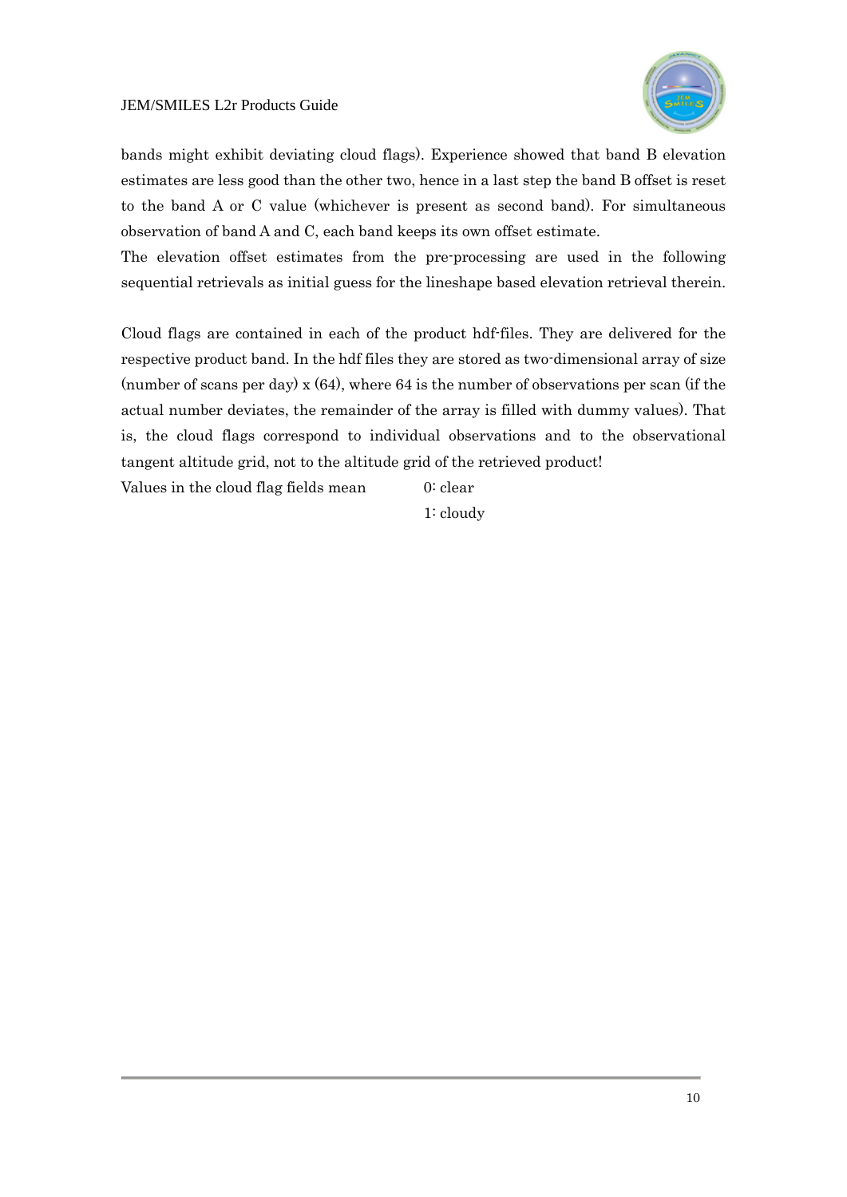bands might exhibit deviating cloud flags). Experience showed that band B elevation estimates are less good than the other two, hence in a last step the band B offset is reset to the band A or C value (whichever is present as second band). For simultaneous observation of band A and C, each band keeps its own offset estimate.

The elevation offset estimates from the pre-processing are used in the following sequential retrievals as initial guess for the lineshape based elevation retrieval therein.

Cloud flags are contained in each of the product hdf-files. They are delivered for the respective product band. In the hdf files they are stored as two-dimensional array of size (number of scans per day) x (64), where 64 is the number of observations per scan (if the actual number deviates, the remainder of the array is filled with dummy values). That is, the cloud flags correspond to individual observations and to the observational tangent altitude grid, not to the altitude grid of the retrieved product!

Values in the cloud flag fields mean

- 0: clear
- 1: cloudy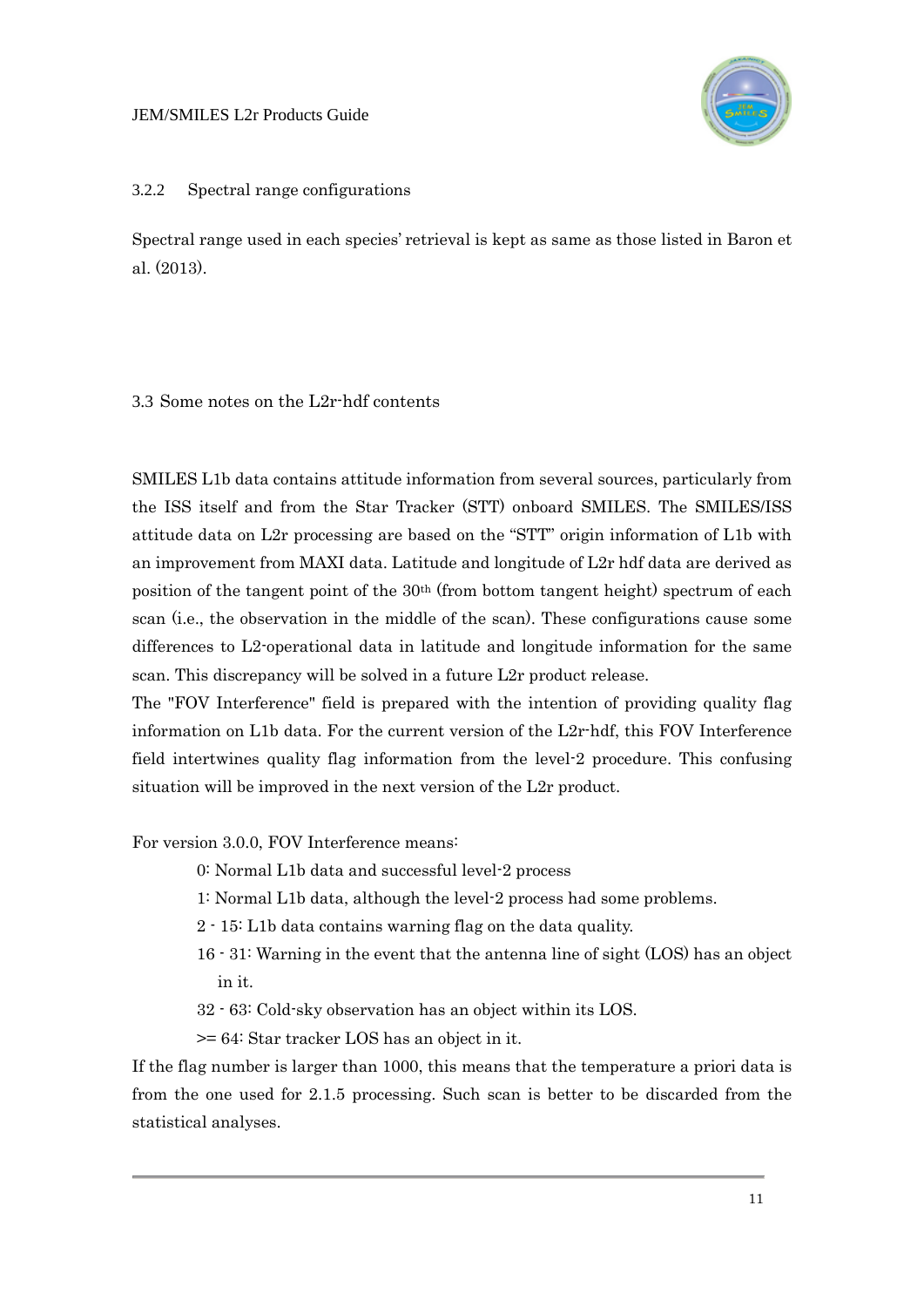### 3.2.2 Spectral range configurations

Spectral range used in each species' retrieval is kept as same as those listed in Baron et al. (2013).

## 3.3 Some notes on the L2r-hdf contents

SMILES L1b data contains attitude information from several sources, particularly from the ISS itself and from the Star Tracker (STT) onboard SMILES. The SMILES/ISS attitude data on L2r processing are based on the "STT" origin information of L1b with an improvement from MAXI data. Latitude and longitude of L2r hdf data are derived as position of the tangent point of the 30th (from bottom tangent height) spectrum of each scan (i.e., the observation in the middle of the scan). These configurations cause some differences to L2-operational data in latitude and longitude information for the same scan. This discrepancy will be solved in a future L2r product release.

The "FOV Interference" field is prepared with the intention of providing quality flag information on L1b data. For the current version of the L2r-hdf, this FOV Interference field intertwines quality flag information from the level-2 procedure. This confusing situation will be improved in the next version of the L2r product.

For version 3.0.0, FOV Interference means:

- 0: Normal L1b data and successful level-2 process
- 1: Normal L1b data, although the level-2 process had some problems.
- 2 - 15: L1b data contains warning flag on the data quality.
- 16 - 31: Warning in the event that the antenna line of sight (LOS) has an object in it.
- 32 - 63: Cold-sky observation has an object within its LOS.
- >= 64: Star tracker LOS has an object in it.

If the flag number is larger than 1000, this means that the temperature a priori data is from the one used for 2.1.5 processing. Such scan is better to be discarded from the statistical analyses.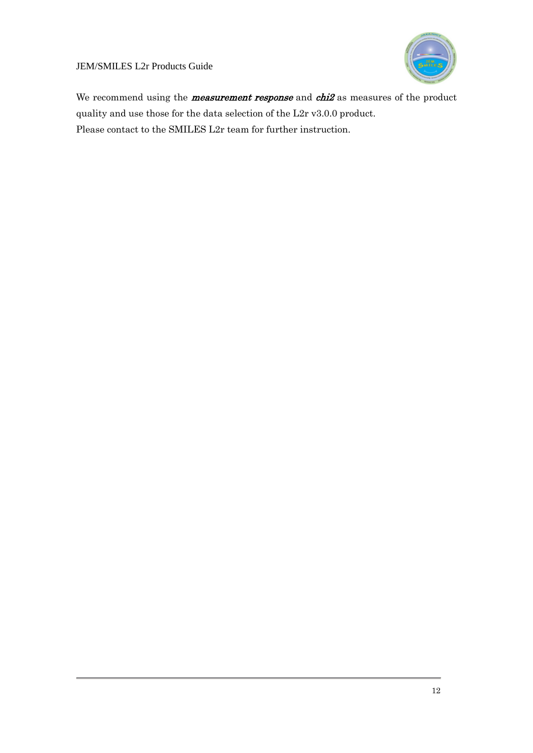We recommend using the ***measurement response*** and ***chi2*** as measures of the product quality and use those for the data selection of the L2r v3.0.0 product.

Please contact to the SMILES L2r team for further instruction.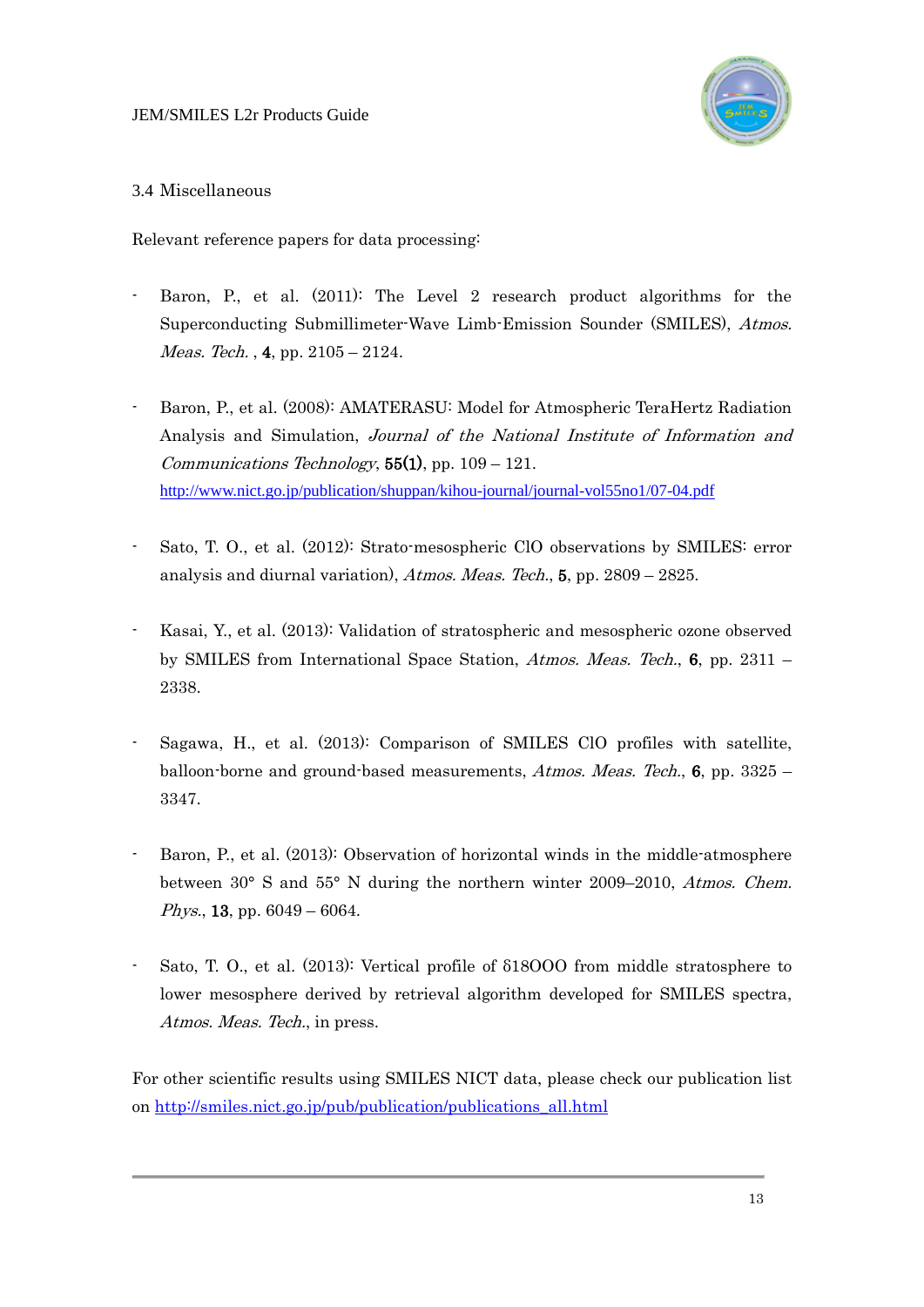## 3.4 Miscellaneous

Relevant reference papers for data processing:

- Baron, P., et al. (2011): The Level 2 research product algorithms for the Superconducting Submillimeter-Wave Limb-Emission Sounder (SMILES), *Atmos. Meas. Tech.* , **4**, pp. 2105 – 2124.

- Baron, P., et al. (2008): AMATERASU: Model for Atmospheric TeraHertz Radiation Analysis and Simulation, *Journal of the National Institute of Information and Communications Technology*, **55(1)**, pp. 109 – 121. http://www.nict.go.jp/publication/shuppan/kihou-journal/journal-vol55no1/07-04.pdf

- Sato, T. O., et al. (2012): Strato-mesospheric ClO observations by SMILES: error analysis and diurnal variation), *Atmos. Meas. Tech.*, **5**, pp. 2809 – 2825.

- Kasai, Y., et al. (2013): Validation of stratospheric and mesospheric ozone observed by SMILES from International Space Station, *Atmos. Meas. Tech.*, **6**, pp. 2311 – 2338.

- Sagawa, H., et al. (2013): Comparison of SMILES ClO profiles with satellite, balloon-borne and ground-based measurements, *Atmos. Meas. Tech.*, **6**, pp. 3325 – 3347.

- Baron, P., et al. (2013): Observation of horizontal winds in the middle-atmosphere between 30° S and 55° N during the northern winter 2009–2010, *Atmos. Chem. Phys.*, **13**, pp. 6049 – 6064.

- Sato, T. O., et al. (2013): Vertical profile of δ18OOO from middle stratosphere to lower mesosphere derived by retrieval algorithm developed for SMILES spectra, *Atmos. Meas. Tech.*, in press.

For other scientific results using SMILES NICT data, please check our publication list on http://smiles.nict.go.jp/pub/publication/publications_all.html